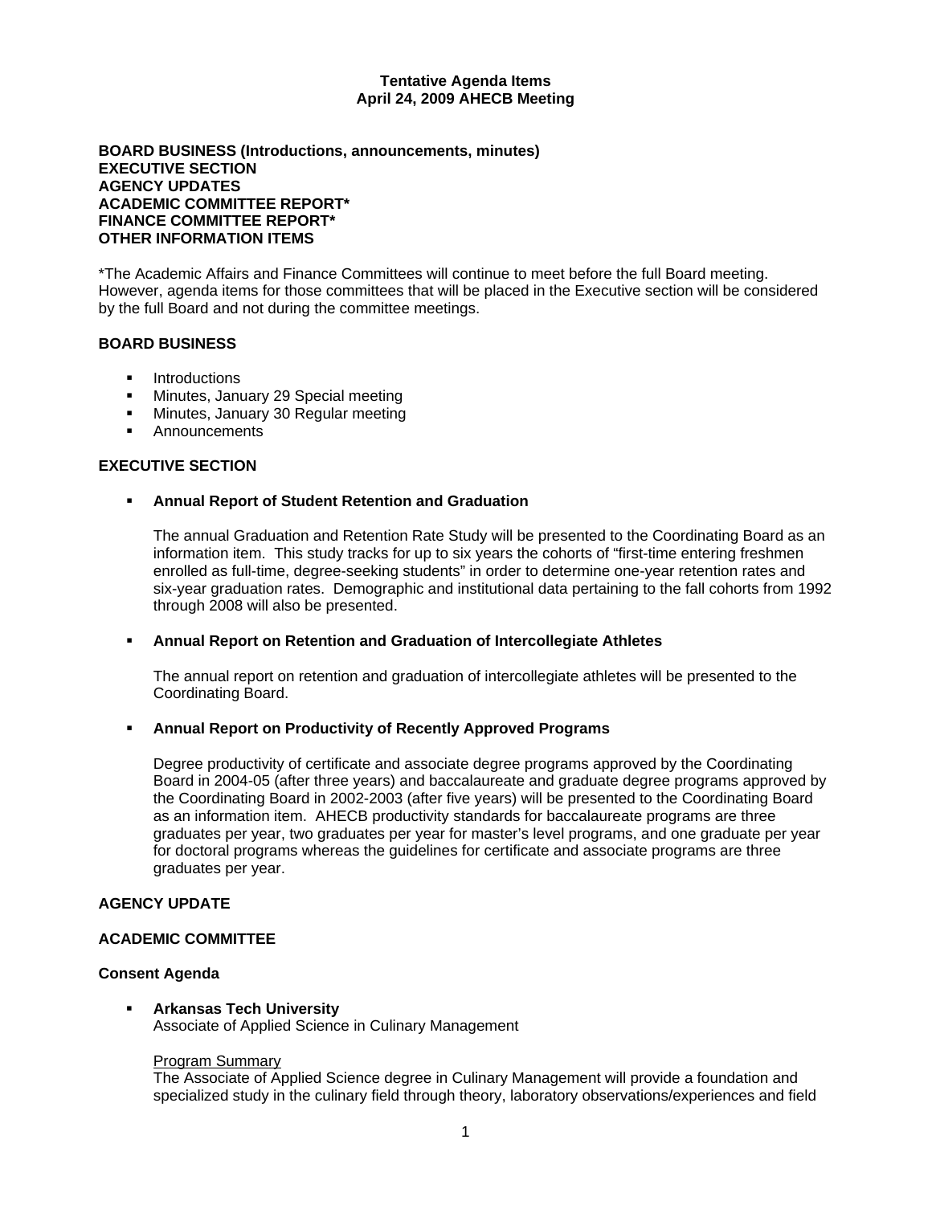# Tentative Agenda Items
## April 24, 2009 AHECB Meeting

**BOARD BUSINESS (Introductions, announcements, minutes)**
**EXECUTIVE SECTION**
**AGENCY UPDATES**
**ACADEMIC COMMITTEE REPORT***
**FINANCE COMMITTEE REPORT***
**OTHER INFORMATION ITEMS**

*The Academic Affairs and Finance Committees will continue to meet before the full Board meeting. However, agenda items for those committees that will be placed in the Executive section will be considered by the full Board and not during the committee meetings.

### BOARD BUSINESS

- Introductions
- Minutes, January 29 Special meeting
- Minutes, January 30 Regular meeting
- Announcements

### EXECUTIVE SECTION

- **Annual Report of Student Retention and Graduation**

  The annual Graduation and Retention Rate Study will be presented to the Coordinating Board as an information item. This study tracks for up to six years the cohorts of "first-time entering freshmen enrolled as full-time, degree-seeking students" in order to determine one-year retention rates and six-year graduation rates. Demographic and institutional data pertaining to the fall cohorts from 1992 through 2008 will also be presented.

- **Annual Report on Retention and Graduation of Intercollegiate Athletes**

  The annual report on retention and graduation of intercollegiate athletes will be presented to the Coordinating Board.

- **Annual Report on Productivity of Recently Approved Programs**

  Degree productivity of certificate and associate degree programs approved by the Coordinating Board in 2004-05 (after three years) and baccalaureate and graduate degree programs approved by the Coordinating Board in 2002-2003 (after five years) will be presented to the Coordinating Board as an information item. AHECB productivity standards for baccalaureate programs are three graduates per year, two graduates per year for master's level programs, and one graduate per year for doctoral programs whereas the guidelines for certificate and associate programs are three graduates per year.

### AGENCY UPDATE

### ACADEMIC COMMITTEE

### Consent Agenda

- **Arkansas Tech University**
  Associate of Applied Science in Culinary Management

  Program Summary
  The Associate of Applied Science degree in Culinary Management will provide a foundation and specialized study in the culinary field through theory, laboratory observations/experiences and field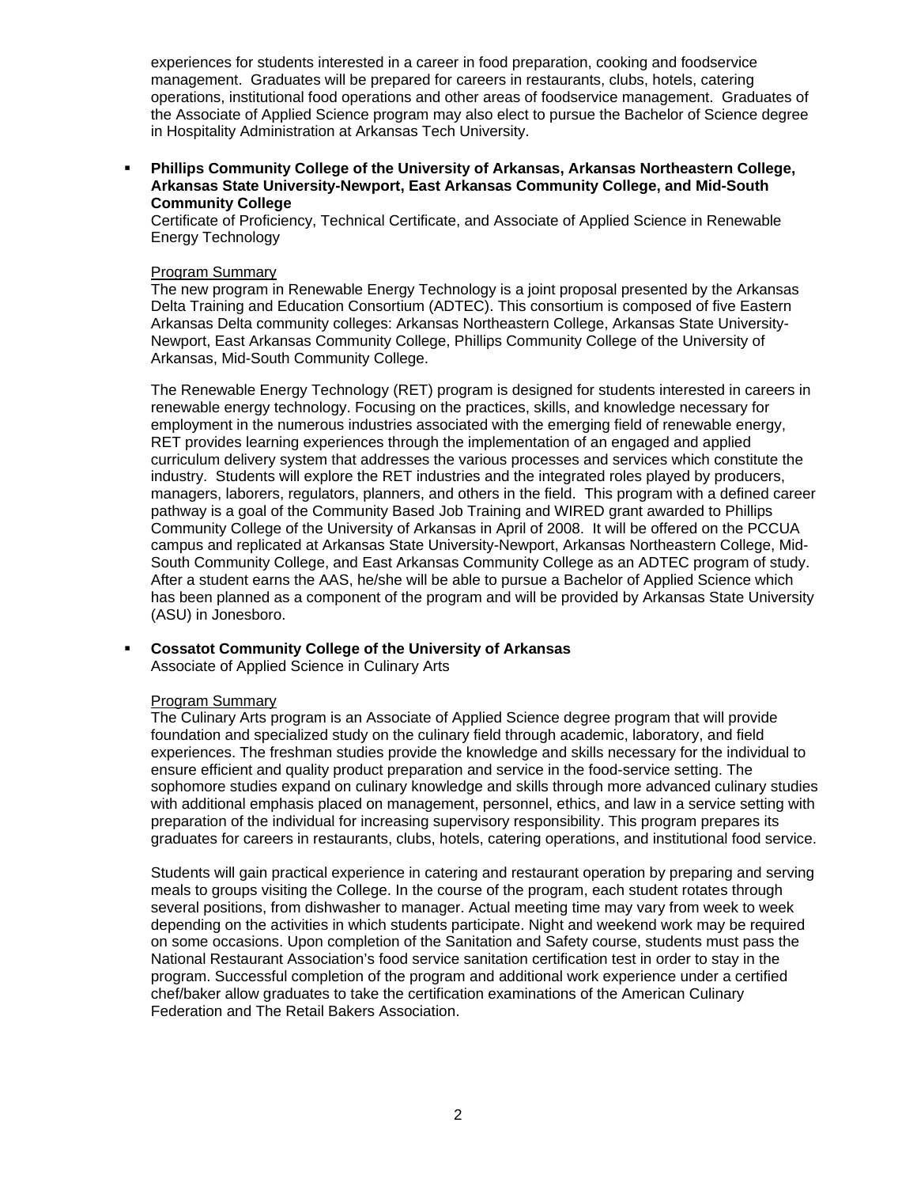experiences for students interested in a career in food preparation, cooking and foodservice management. Graduates will be prepared for careers in restaurants, clubs, hotels, catering operations, institutional food operations and other areas of foodservice management. Graduates of the Associate of Applied Science program may also elect to pursue the Bachelor of Science degree in Hospitality Administration at Arkansas Tech University.

- **Phillips Community College of the University of Arkansas, Arkansas Northeastern College, Arkansas State University-Newport, East Arkansas Community College, and Mid-South Community College**
  Certificate of Proficiency, Technical Certificate, and Associate of Applied Science in Renewable Energy Technology

  Program Summary

  The new program in Renewable Energy Technology is a joint proposal presented by the Arkansas Delta Training and Education Consortium (ADTEC). This consortium is composed of five Eastern Arkansas Delta community colleges: Arkansas Northeastern College, Arkansas State University-Newport, East Arkansas Community College, Phillips Community College of the University of Arkansas, Mid-South Community College.

  The Renewable Energy Technology (RET) program is designed for students interested in careers in renewable energy technology. Focusing on the practices, skills, and knowledge necessary for employment in the numerous industries associated with the emerging field of renewable energy, RET provides learning experiences through the implementation of an engaged and applied curriculum delivery system that addresses the various processes and services which constitute the industry. Students will explore the RET industries and the integrated roles played by producers, managers, laborers, regulators, planners, and others in the field. This program with a defined career pathway is a goal of the Community Based Job Training and WIRED grant awarded to Phillips Community College of the University of Arkansas in April of 2008. It will be offered on the PCCUA campus and replicated at Arkansas State University-Newport, Arkansas Northeastern College, Mid-South Community College, and East Arkansas Community College as an ADTEC program of study. After a student earns the AAS, he/she will be able to pursue a Bachelor of Applied Science which has been planned as a component of the program and will be provided by Arkansas State University (ASU) in Jonesboro.

- **Cossatot Community College of the University of Arkansas**
  Associate of Applied Science in Culinary Arts

  Program Summary

  The Culinary Arts program is an Associate of Applied Science degree program that will provide foundation and specialized study on the culinary field through academic, laboratory, and field experiences. The freshman studies provide the knowledge and skills necessary for the individual to ensure efficient and quality product preparation and service in the food-service setting. The sophomore studies expand on culinary knowledge and skills through more advanced culinary studies with additional emphasis placed on management, personnel, ethics, and law in a service setting with preparation of the individual for increasing supervisory responsibility. This program prepares its graduates for careers in restaurants, clubs, hotels, catering operations, and institutional food service.

  Students will gain practical experience in catering and restaurant operation by preparing and serving meals to groups visiting the College. In the course of the program, each student rotates through several positions, from dishwasher to manager. Actual meeting time may vary from week to week depending on the activities in which students participate. Night and weekend work may be required on some occasions. Upon completion of the Sanitation and Safety course, students must pass the National Restaurant Association's food service sanitation certification test in order to stay in the program. Successful completion of the program and additional work experience under a certified chef/baker allow graduates to take the certification examinations of the American Culinary Federation and The Retail Bakers Association.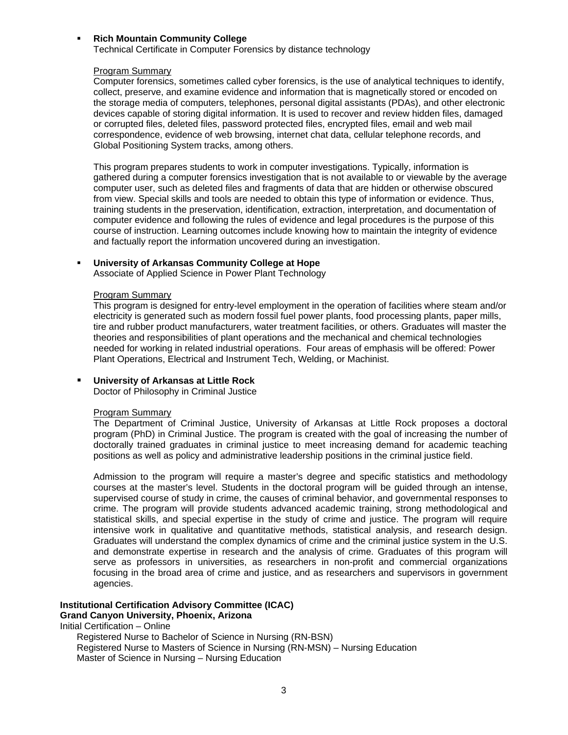- **Rich Mountain Community College**
  Technical Certificate in Computer Forensics by distance technology

  Program Summary
  Computer forensics, sometimes called cyber forensics, is the use of analytical techniques to identify, collect, preserve, and examine evidence and information that is magnetically stored or encoded on the storage media of computers, telephones, personal digital assistants (PDAs), and other electronic devices capable of storing digital information. It is used to recover and review hidden files, damaged or corrupted files, deleted files, password protected files, encrypted files, email and web mail correspondence, evidence of web browsing, internet chat data, cellular telephone records, and Global Positioning System tracks, among others.

  This program prepares students to work in computer investigations. Typically, information is gathered during a computer forensics investigation that is not available to or viewable by the average computer user, such as deleted files and fragments of data that are hidden or otherwise obscured from view. Special skills and tools are needed to obtain this type of information or evidence. Thus, training students in the preservation, identification, extraction, interpretation, and documentation of computer evidence and following the rules of evidence and legal procedures is the purpose of this course of instruction. Learning outcomes include knowing how to maintain the integrity of evidence and factually report the information uncovered during an investigation.

- **University of Arkansas Community College at Hope**
  Associate of Applied Science in Power Plant Technology

  Program Summary
  This program is designed for entry-level employment in the operation of facilities where steam and/or electricity is generated such as modern fossil fuel power plants, food processing plants, paper mills, tire and rubber product manufacturers, water treatment facilities, or others. Graduates will master the theories and responsibilities of plant operations and the mechanical and chemical technologies needed for working in related industrial operations. Four areas of emphasis will be offered: Power Plant Operations, Electrical and Instrument Tech, Welding, or Machinist.

- **University of Arkansas at Little Rock**
  Doctor of Philosophy in Criminal Justice

  Program Summary
  The Department of Criminal Justice, University of Arkansas at Little Rock proposes a doctoral program (PhD) in Criminal Justice. The program is created with the goal of increasing the number of doctorally trained graduates in criminal justice to meet increasing demand for academic teaching positions as well as policy and administrative leadership positions in the criminal justice field.

  Admission to the program will require a master's degree and specific statistics and methodology courses at the master's level. Students in the doctoral program will be guided through an intense, supervised course of study in crime, the causes of criminal behavior, and governmental responses to crime. The program will provide students advanced academic training, strong methodological and statistical skills, and special expertise in the study of crime and justice. The program will require intensive work in qualitative and quantitative methods, statistical analysis, and research design. Graduates will understand the complex dynamics of crime and the criminal justice system in the U.S. and demonstrate expertise in research and the analysis of crime. Graduates of this program will serve as professors in universities, as researchers in non-profit and commercial organizations focusing in the broad area of crime and justice, and as researchers and supervisors in government agencies.

**Institutional Certification Advisory Committee (ICAC)**
**Grand Canyon University, Phoenix, Arizona**
Initial Certification – Online
Registered Nurse to Bachelor of Science in Nursing (RN-BSN)
Registered Nurse to Masters of Science in Nursing (RN-MSN) – Nursing Education
Master of Science in Nursing – Nursing Education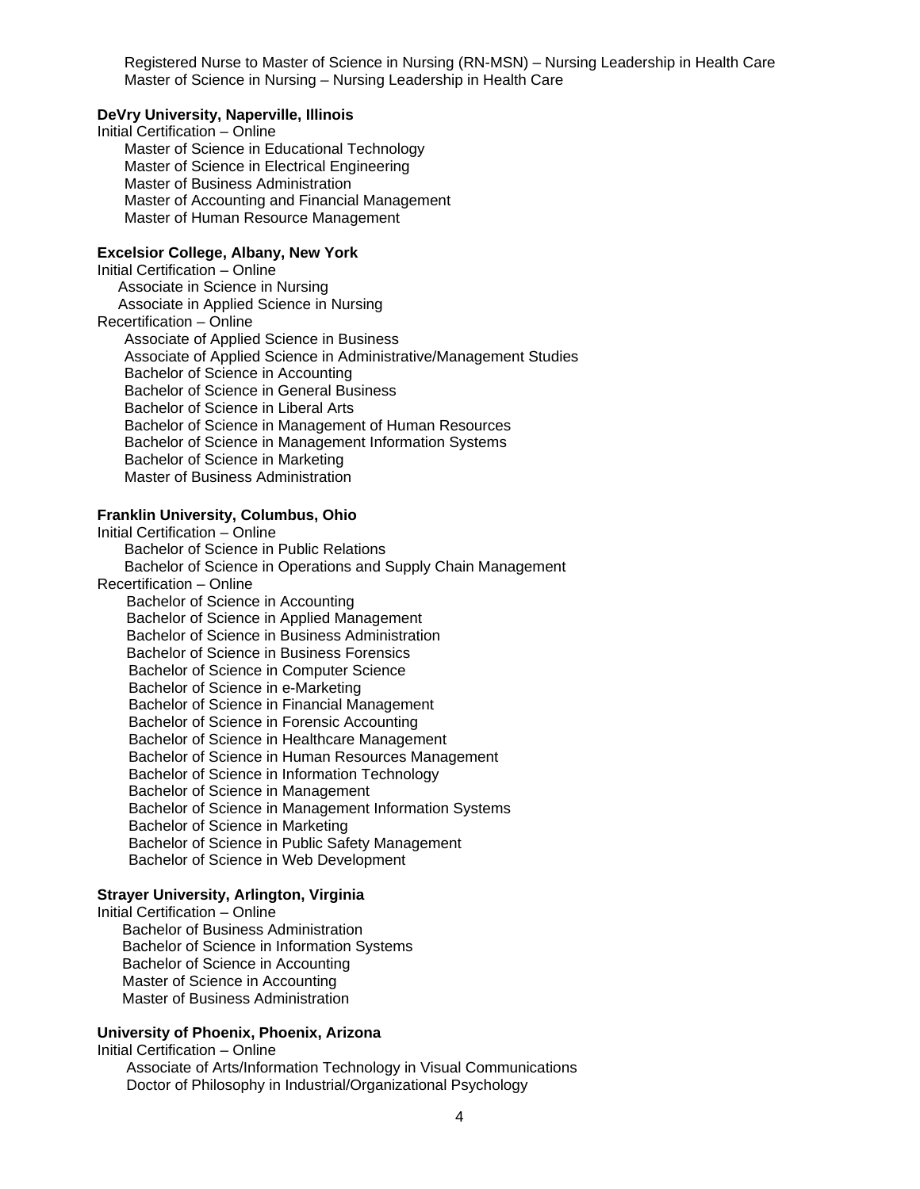Registered Nurse to Master of Science in Nursing (RN-MSN) – Nursing Leadership in Health Care
Master of Science in Nursing – Nursing Leadership in Health Care

**DeVry University, Naperville, Illinois**

Initial Certification – Online

- Master of Science in Educational Technology
- Master of Science in Electrical Engineering
- Master of Business Administration
- Master of Accounting and Financial Management
- Master of Human Resource Management

**Excelsior College, Albany, New York**

Initial Certification – Online

- Associate in Science in Nursing
- Associate in Applied Science in Nursing

Recertification – Online

- Associate of Applied Science in Business
- Associate of Applied Science in Administrative/Management Studies
- Bachelor of Science in Accounting
- Bachelor of Science in General Business
- Bachelor of Science in Liberal Arts
- Bachelor of Science in Management of Human Resources
- Bachelor of Science in Management Information Systems
- Bachelor of Science in Marketing
- Master of Business Administration

**Franklin University, Columbus, Ohio**

Initial Certification – Online

- Bachelor of Science in Public Relations
- Bachelor of Science in Operations and Supply Chain Management

Recertification – Online

- Bachelor of Science in Accounting
- Bachelor of Science in Applied Management
- Bachelor of Science in Business Administration
- Bachelor of Science in Business Forensics
- Bachelor of Science in Computer Science
- Bachelor of Science in e-Marketing
- Bachelor of Science in Financial Management
- Bachelor of Science in Forensic Accounting
- Bachelor of Science in Healthcare Management
- Bachelor of Science in Human Resources Management
- Bachelor of Science in Information Technology
- Bachelor of Science in Management
- Bachelor of Science in Management Information Systems
- Bachelor of Science in Marketing
- Bachelor of Science in Public Safety Management
- Bachelor of Science in Web Development

**Strayer University, Arlington, Virginia**

Initial Certification – Online

- Bachelor of Business Administration
- Bachelor of Science in Information Systems
- Bachelor of Science in Accounting
- Master of Science in Accounting
- Master of Business Administration

**University of Phoenix, Phoenix, Arizona**

Initial Certification – Online

- Associate of Arts/Information Technology in Visual Communications
- Doctor of Philosophy in Industrial/Organizational Psychology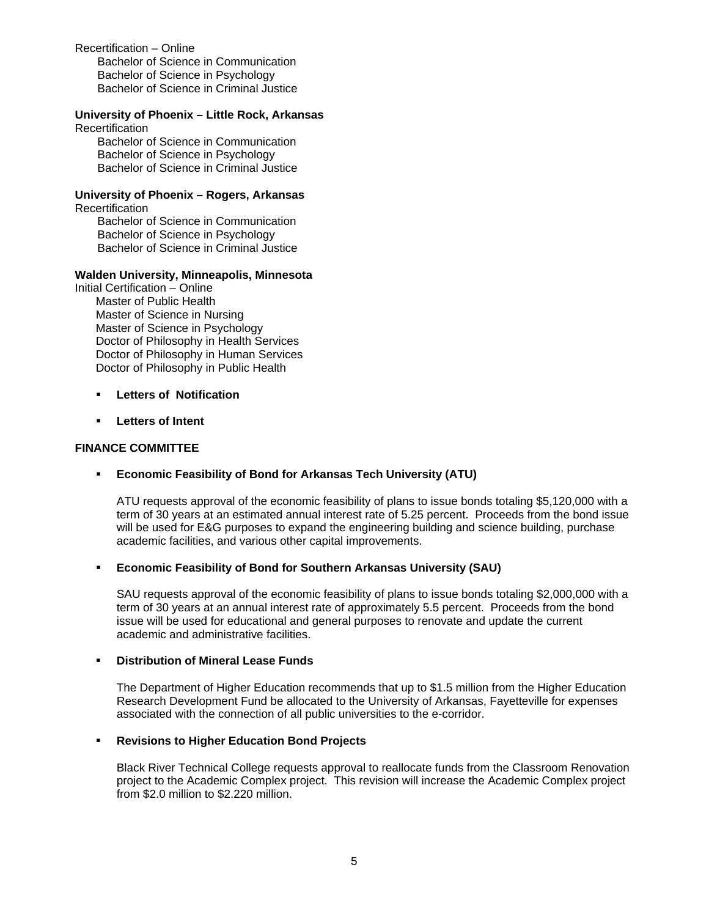Recertification – Online

Bachelor of Science in Communication
Bachelor of Science in Psychology
Bachelor of Science in Criminal Justice

**University of Phoenix – Little Rock, Arkansas**

Recertification

Bachelor of Science in Communication
Bachelor of Science in Psychology
Bachelor of Science in Criminal Justice

**University of Phoenix – Rogers, Arkansas**

Recertification

Bachelor of Science in Communication
Bachelor of Science in Psychology
Bachelor of Science in Criminal Justice

**Walden University, Minneapolis, Minnesota**

Initial Certification – Online

Master of Public Health
Master of Science in Nursing
Master of Science in Psychology
Doctor of Philosophy in Health Services
Doctor of Philosophy in Human Services
Doctor of Philosophy in Public Health

- **Letters of Notification**

- **Letters of Intent**

**FINANCE COMMITTEE**

- **Economic Feasibility of Bond for Arkansas Tech University (ATU)**

  ATU requests approval of the economic feasibility of plans to issue bonds totaling $5,120,000 with a term of 30 years at an estimated annual interest rate of 5.25 percent. Proceeds from the bond issue will be used for E&G purposes to expand the engineering building and science building, purchase academic facilities, and various other capital improvements.

- **Economic Feasibility of Bond for Southern Arkansas University (SAU)**

  SAU requests approval of the economic feasibility of plans to issue bonds totaling $2,000,000 with a term of 30 years at an annual interest rate of approximately 5.5 percent. Proceeds from the bond issue will be used for educational and general purposes to renovate and update the current academic and administrative facilities.

- **Distribution of Mineral Lease Funds**

  The Department of Higher Education recommends that up to $1.5 million from the Higher Education Research Development Fund be allocated to the University of Arkansas, Fayetteville for expenses associated with the connection of all public universities to the e-corridor.

- **Revisions to Higher Education Bond Projects**

  Black River Technical College requests approval to reallocate funds from the Classroom Renovation project to the Academic Complex project. This revision will increase the Academic Complex project from $2.0 million to $2.220 million.